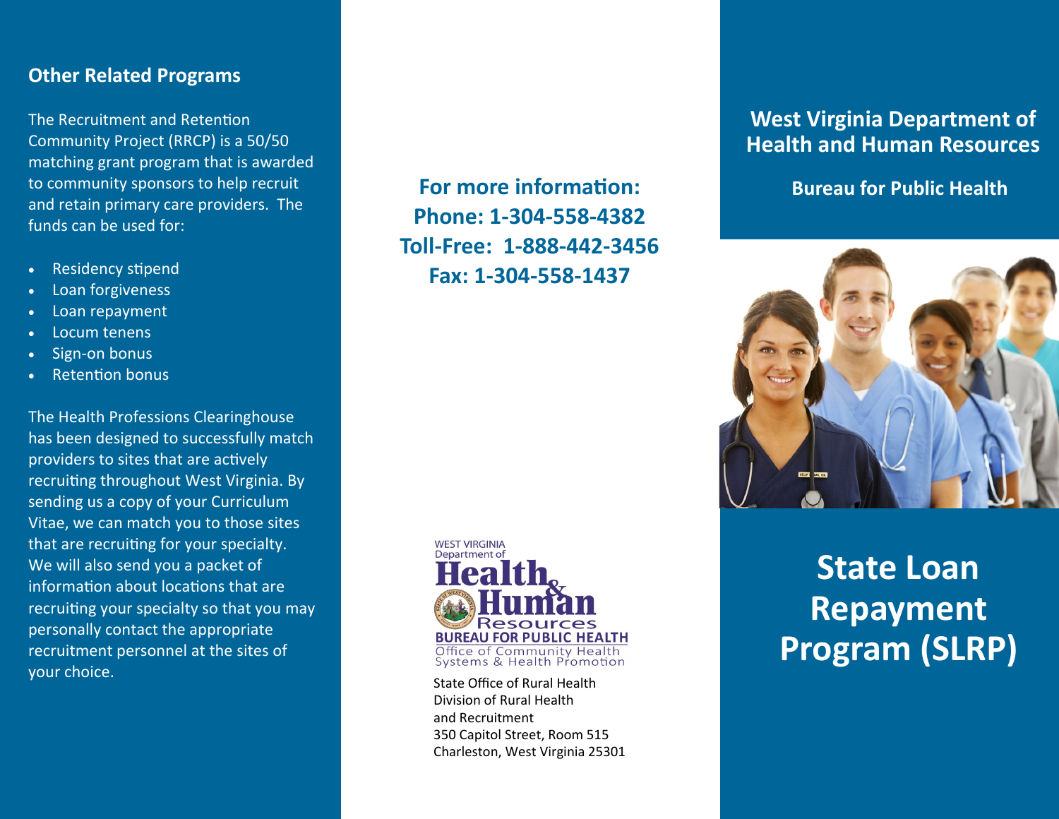## Other Related Programs

The Recruitment and Retention Community Project (RRCP) is a 50/50 matching grant program that is awarded to community sponsors to help recruit and retain primary care providers. The funds can be used for:

- Residency stipend
- Loan forgiveness
- Loan repayment
- Locum tenens
- Sign-on bonus
- Retention bonus

The Health Professions Clearinghouse has been designed to successfully match providers to sites that are actively recruiting throughout West Virginia. By sending us a copy of your Curriculum Vitae, we can match you to those sites that are recruiting for your specialty. We will also send you a packet of information about locations that are recruiting your specialty so that you may personally contact the appropriate recruitment personnel at the sites of your choice.

**For more information:**
**Phone: 1-304-558-4382**
**Toll-Free: 1-888-442-3456**
**Fax: 1-304-558-1437**

WEST VIRGINIA Department of Health & Human Resources
BUREAU FOR PUBLIC HEALTH
Office of Community Health Systems & Health Promotion

State Office of Rural Health
Division of Rural Health and Recruitment
350 Capitol Street, Room 515
Charleston, West Virginia 25301

## West Virginia Department of Health and Human Resources

### Bureau for Public Health

# State Loan Repayment Program (SLRP)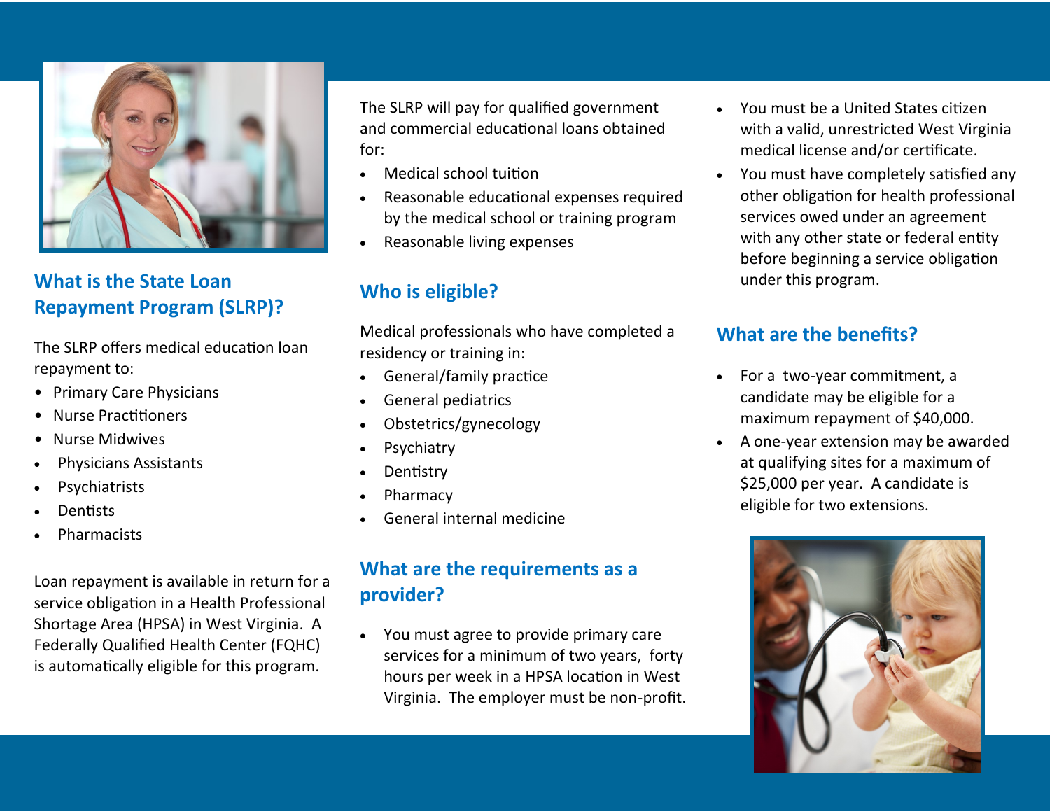## What is the State Loan Repayment Program (SLRP)?

The SLRP offers medical education loan repayment to:

- Primary Care Physicians
- Nurse Practitioners
- Nurse Midwives
- Physicians Assistants
- Psychiatrists
- Dentists
- Pharmacists

Loan repayment is available in return for a service obligation in a Health Professional Shortage Area (HPSA) in West Virginia. A Federally Qualified Health Center (FQHC) is automatically eligible for this program.

The SLRP will pay for qualified government and commercial educational loans obtained for:

- Medical school tuition
- Reasonable educational expenses required by the medical school or training program
- Reasonable living expenses

## Who is eligible?

Medical professionals who have completed a residency or training in:

- General/family practice
- General pediatrics
- Obstetrics/gynecology
- Psychiatry
- Dentistry
- Pharmacy
- General internal medicine

## What are the requirements as a provider?

- You must agree to provide primary care services for a minimum of two years, forty hours per week in a HPSA location in West Virginia. The employer must be non-profit.
- You must be a United States citizen with a valid, unrestricted West Virginia medical license and/or certificate.
- You must have completely satisfied any other obligation for health professional services owed under an agreement with any other state or federal entity before beginning a service obligation under this program.

## What are the benefits?

- For a two-year commitment, a candidate may be eligible for a maximum repayment of $40,000.
- A one-year extension may be awarded at qualifying sites for a maximum of $25,000 per year. A candidate is eligible for two extensions.